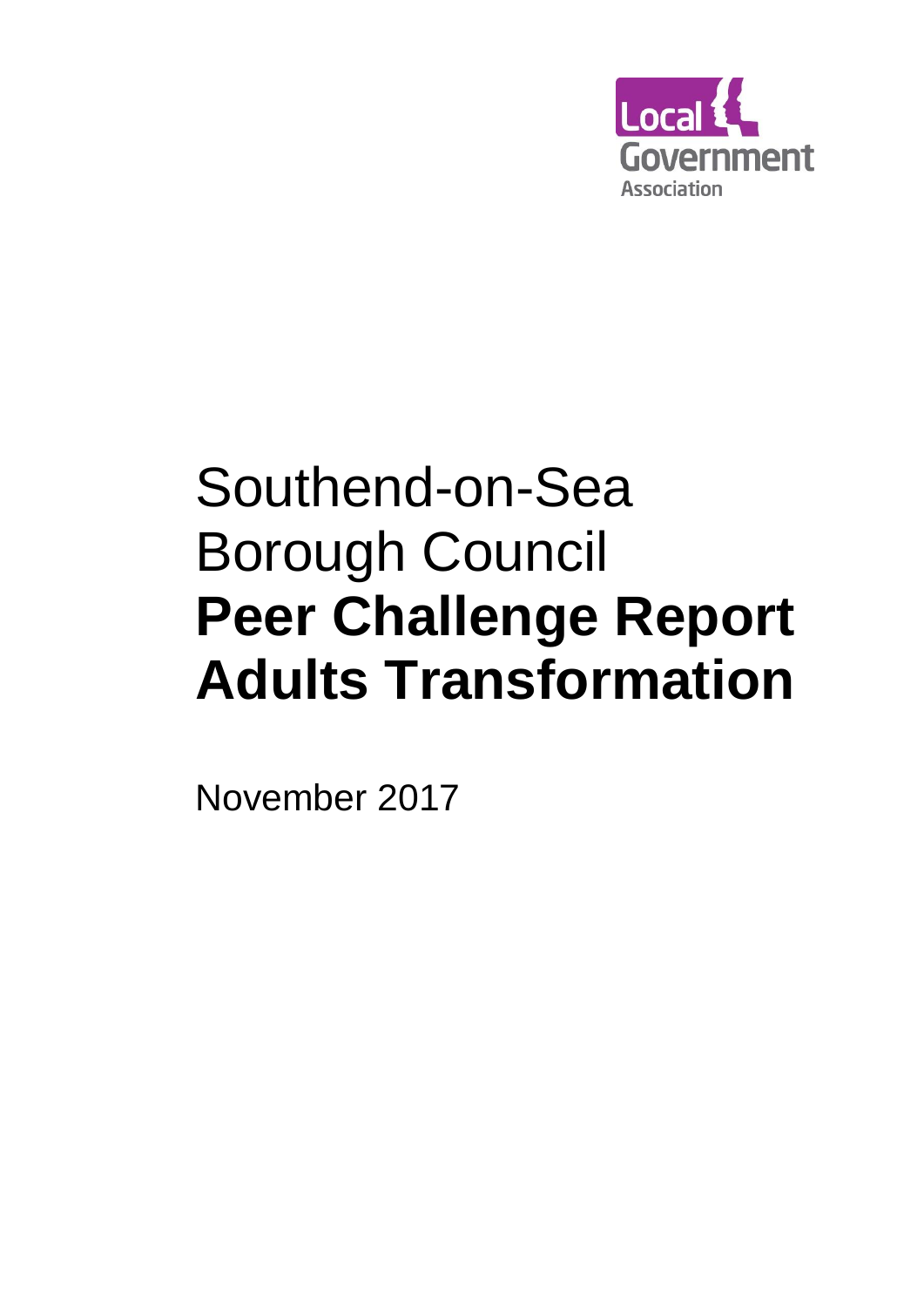Local Government Association

# Southend-on-Sea Borough Council

# **Peer Challenge Report Adults Transformation**

November 2017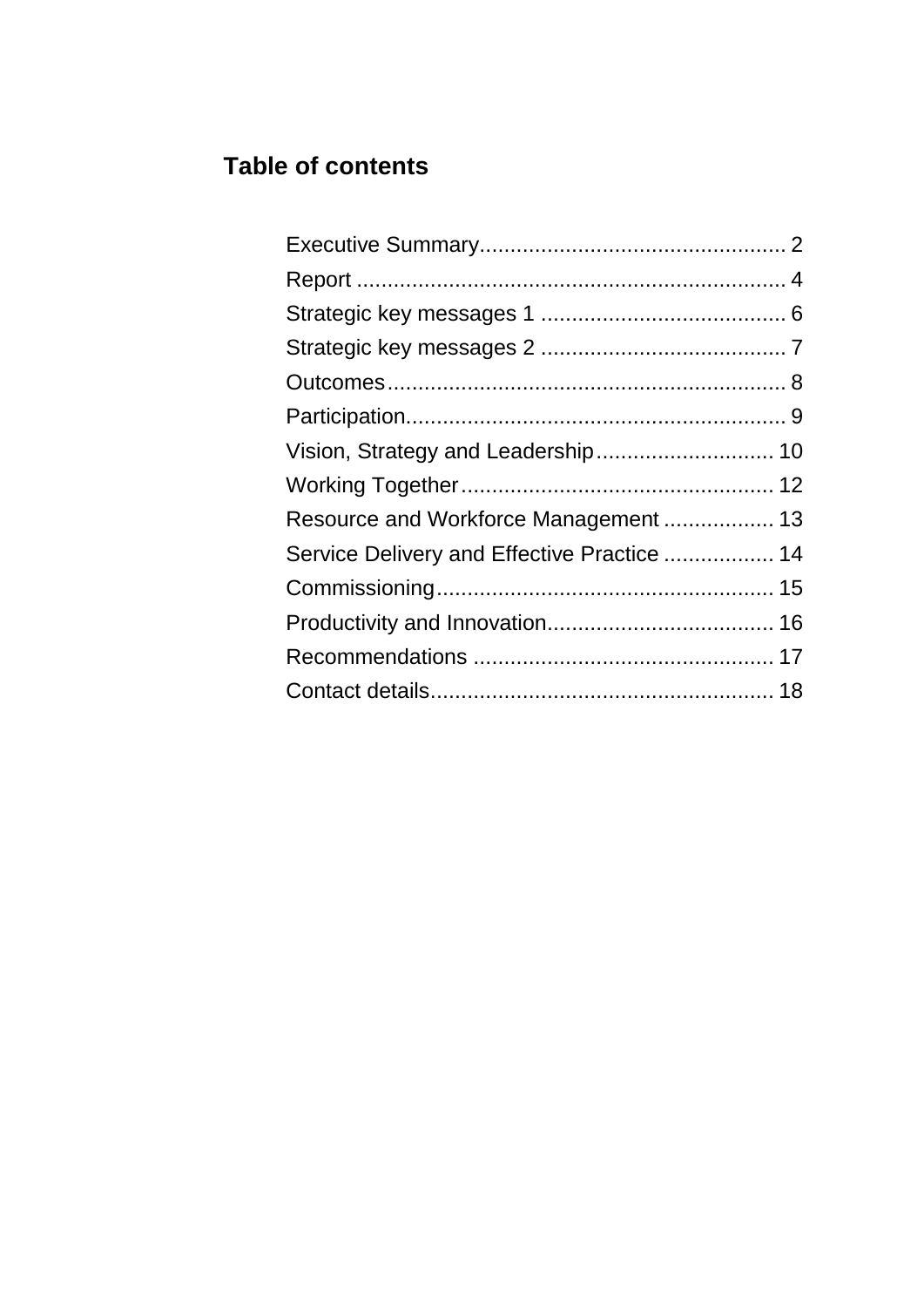## Table of contents

Executive Summary.................................................. 2
Report ...................................................................... 4
Strategic key messages 1 ........................................ 6
Strategic key messages 2 ........................................ 7
Outcomes................................................................. 8
Participation.............................................................. 9
Vision, Strategy and Leadership............................. 10
Working Together................................................... 12
Resource and Workforce Management .................. 13
Service Delivery and Effective Practice .................. 14
Commissioning....................................................... 15
Productivity and Innovation..................................... 16
Recommendations ................................................. 17
Contact details........................................................ 18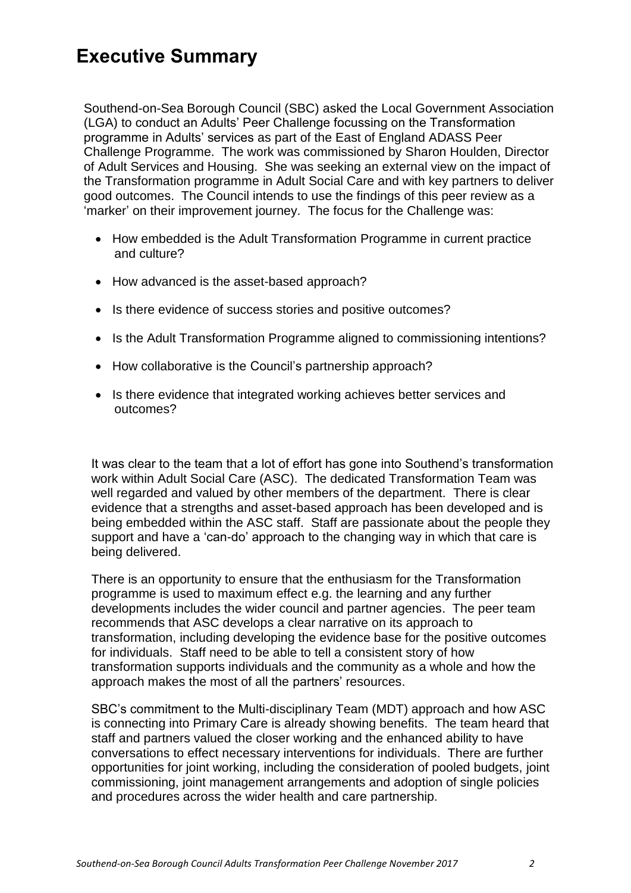# Executive Summary

Southend-on-Sea Borough Council (SBC) asked the Local Government Association (LGA) to conduct an Adults' Peer Challenge focussing on the Transformation programme in Adults' services as part of the East of England ADASS Peer Challenge Programme. The work was commissioned by Sharon Houlden, Director of Adult Services and Housing. She was seeking an external view on the impact of the Transformation programme in Adult Social Care and with key partners to deliver good outcomes. The Council intends to use the findings of this peer review as a 'marker' on their improvement journey. The focus for the Challenge was:

- How embedded is the Adult Transformation Programme in current practice and culture?
- How advanced is the asset-based approach?
- Is there evidence of success stories and positive outcomes?
- Is the Adult Transformation Programme aligned to commissioning intentions?
- How collaborative is the Council's partnership approach?
- Is there evidence that integrated working achieves better services and outcomes?

It was clear to the team that a lot of effort has gone into Southend's transformation work within Adult Social Care (ASC). The dedicated Transformation Team was well regarded and valued by other members of the department. There is clear evidence that a strengths and asset-based approach has been developed and is being embedded within the ASC staff. Staff are passionate about the people they support and have a 'can-do' approach to the changing way in which that care is being delivered.

There is an opportunity to ensure that the enthusiasm for the Transformation programme is used to maximum effect e.g. the learning and any further developments includes the wider council and partner agencies. The peer team recommends that ASC develops a clear narrative on its approach to transformation, including developing the evidence base for the positive outcomes for individuals. Staff need to be able to tell a consistent story of how transformation supports individuals and the community as a whole and how the approach makes the most of all the partners' resources.

SBC's commitment to the Multi-disciplinary Team (MDT) approach and how ASC is connecting into Primary Care is already showing benefits. The team heard that staff and partners valued the closer working and the enhanced ability to have conversations to effect necessary interventions for individuals. There are further opportunities for joint working, including the consideration of pooled budgets, joint commissioning, joint management arrangements and adoption of single policies and procedures across the wider health and care partnership.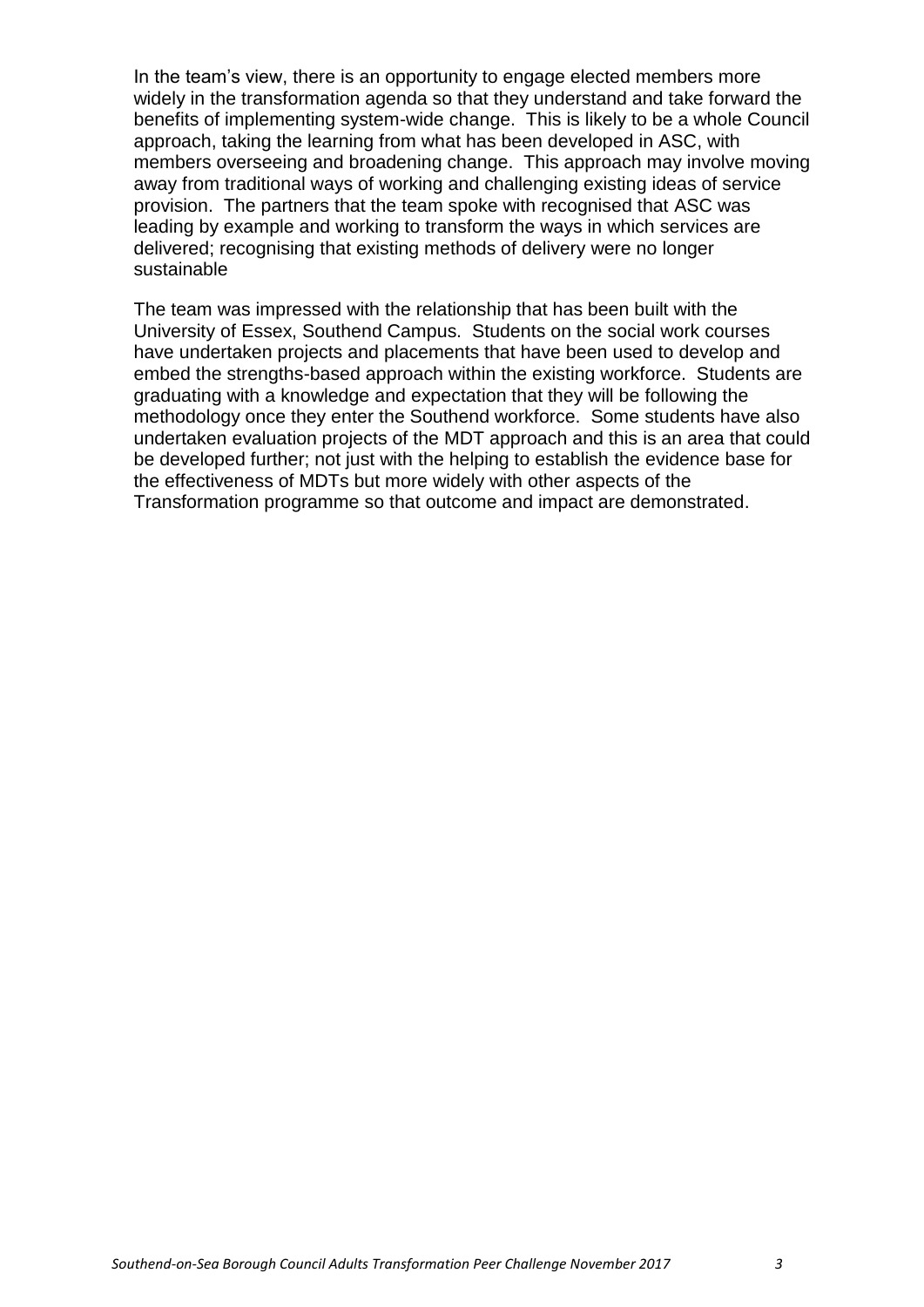In the team's view, there is an opportunity to engage elected members more widely in the transformation agenda so that they understand and take forward the benefits of implementing system-wide change. This is likely to be a whole Council approach, taking the learning from what has been developed in ASC, with members overseeing and broadening change. This approach may involve moving away from traditional ways of working and challenging existing ideas of service provision. The partners that the team spoke with recognised that ASC was leading by example and working to transform the ways in which services are delivered; recognising that existing methods of delivery were no longer sustainable

The team was impressed with the relationship that has been built with the University of Essex, Southend Campus. Students on the social work courses have undertaken projects and placements that have been used to develop and embed the strengths-based approach within the existing workforce. Students are graduating with a knowledge and expectation that they will be following the methodology once they enter the Southend workforce. Some students have also undertaken evaluation projects of the MDT approach and this is an area that could be developed further; not just with the helping to establish the evidence base for the effectiveness of MDTs but more widely with other aspects of the Transformation programme so that outcome and impact are demonstrated.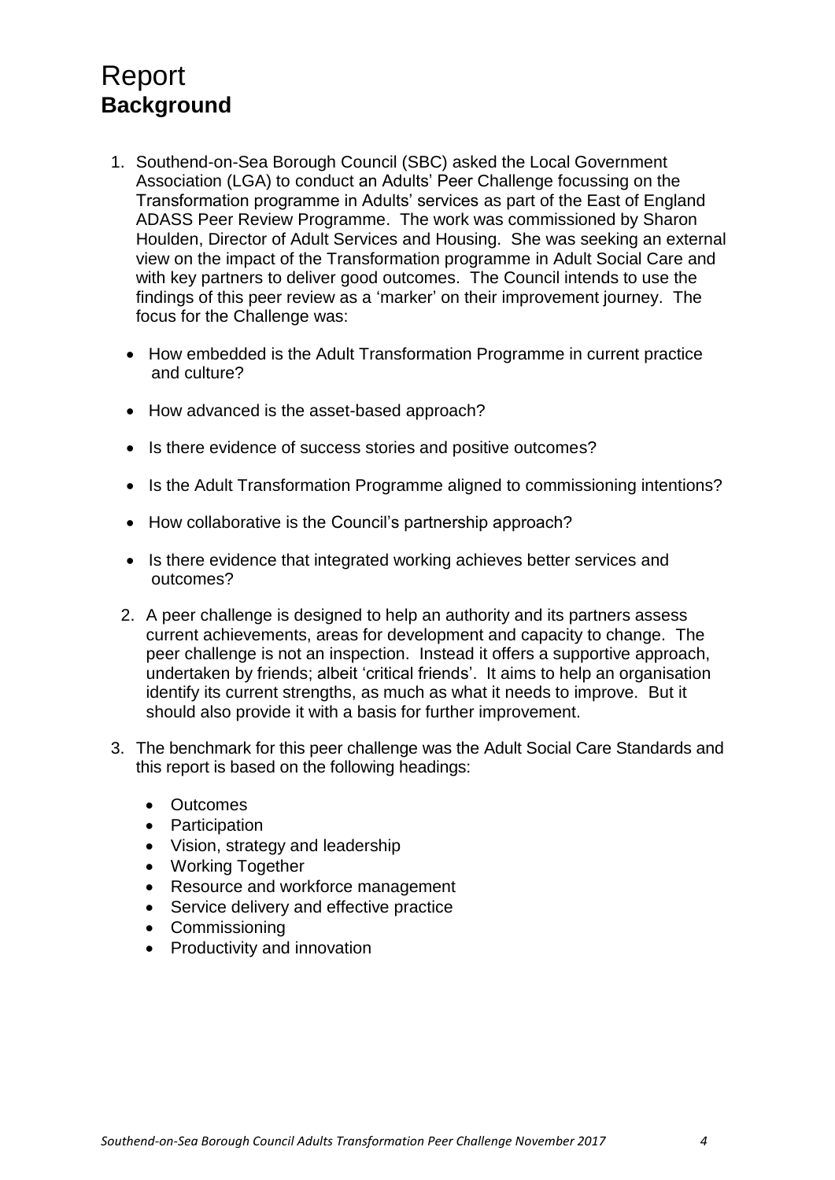# Report

## Background

1. Southend-on-Sea Borough Council (SBC) asked the Local Government Association (LGA) to conduct an Adults' Peer Challenge focussing on the Transformation programme in Adults' services as part of the East of England ADASS Peer Review Programme. The work was commissioned by Sharon Houlden, Director of Adult Services and Housing. She was seeking an external view on the impact of the Transformation programme in Adult Social Care and with key partners to deliver good outcomes. The Council intends to use the findings of this peer review as a 'marker' on their improvement journey. The focus for the Challenge was:

   - How embedded is the Adult Transformation Programme in current practice and culture?
   - How advanced is the asset-based approach?
   - Is there evidence of success stories and positive outcomes?
   - Is the Adult Transformation Programme aligned to commissioning intentions?
   - How collaborative is the Council's partnership approach?
   - Is there evidence that integrated working achieves better services and outcomes?

2. A peer challenge is designed to help an authority and its partners assess current achievements, areas for development and capacity to change. The peer challenge is not an inspection. Instead it offers a supportive approach, undertaken by friends; albeit 'critical friends'. It aims to help an organisation identify its current strengths, as much as what it needs to improve. But it should also provide it with a basis for further improvement.

3. The benchmark for this peer challenge was the Adult Social Care Standards and this report is based on the following headings:

   - Outcomes
   - Participation
   - Vision, strategy and leadership
   - Working Together
   - Resource and workforce management
   - Service delivery and effective practice
   - Commissioning
   - Productivity and innovation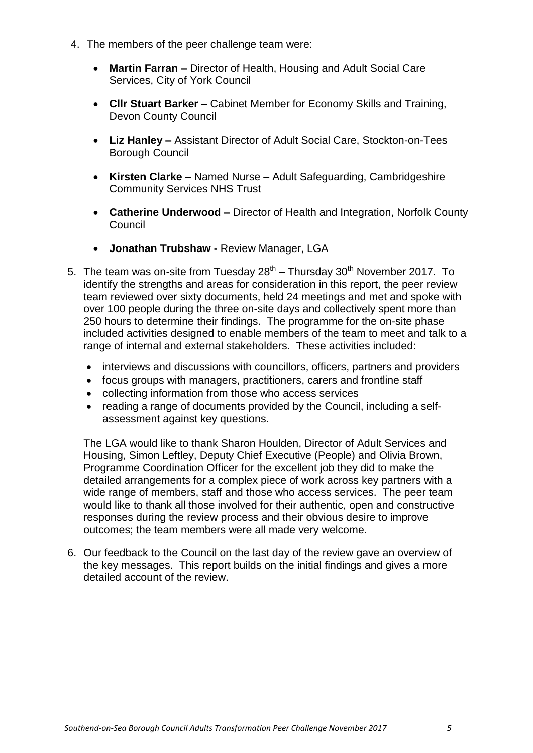4. The members of the peer challenge team were:

   - **Martin Farran –** Director of Health, Housing and Adult Social Care Services, City of York Council
   - **Cllr Stuart Barker –** Cabinet Member for Economy Skills and Training, Devon County Council
   - **Liz Hanley –** Assistant Director of Adult Social Care, Stockton-on-Tees Borough Council
   - **Kirsten Clarke –** Named Nurse – Adult Safeguarding, Cambridgeshire Community Services NHS Trust
   - **Catherine Underwood –** Director of Health and Integration, Norfolk County Council
   - **Jonathan Trubshaw -** Review Manager, LGA

5. The team was on-site from Tuesday 28th – Thursday 30th November 2017. To identify the strengths and areas for consideration in this report, the peer review team reviewed over sixty documents, held 24 meetings and met and spoke with over 100 people during the three on-site days and collectively spent more than 250 hours to determine their findings. The programme for the on-site phase included activities designed to enable members of the team to meet and talk to a range of internal and external stakeholders. These activities included:

   - interviews and discussions with councillors, officers, partners and providers
   - focus groups with managers, practitioners, carers and frontline staff
   - collecting information from those who access services
   - reading a range of documents provided by the Council, including a self-assessment against key questions.

   The LGA would like to thank Sharon Houlden, Director of Adult Services and Housing, Simon Leftley, Deputy Chief Executive (People) and Olivia Brown, Programme Coordination Officer for the excellent job they did to make the detailed arrangements for a complex piece of work across key partners with a wide range of members, staff and those who access services. The peer team would like to thank all those involved for their authentic, open and constructive responses during the review process and their obvious desire to improve outcomes; the team members were all made very welcome.

6. Our feedback to the Council on the last day of the review gave an overview of the key messages. This report builds on the initial findings and gives a more detailed account of the review.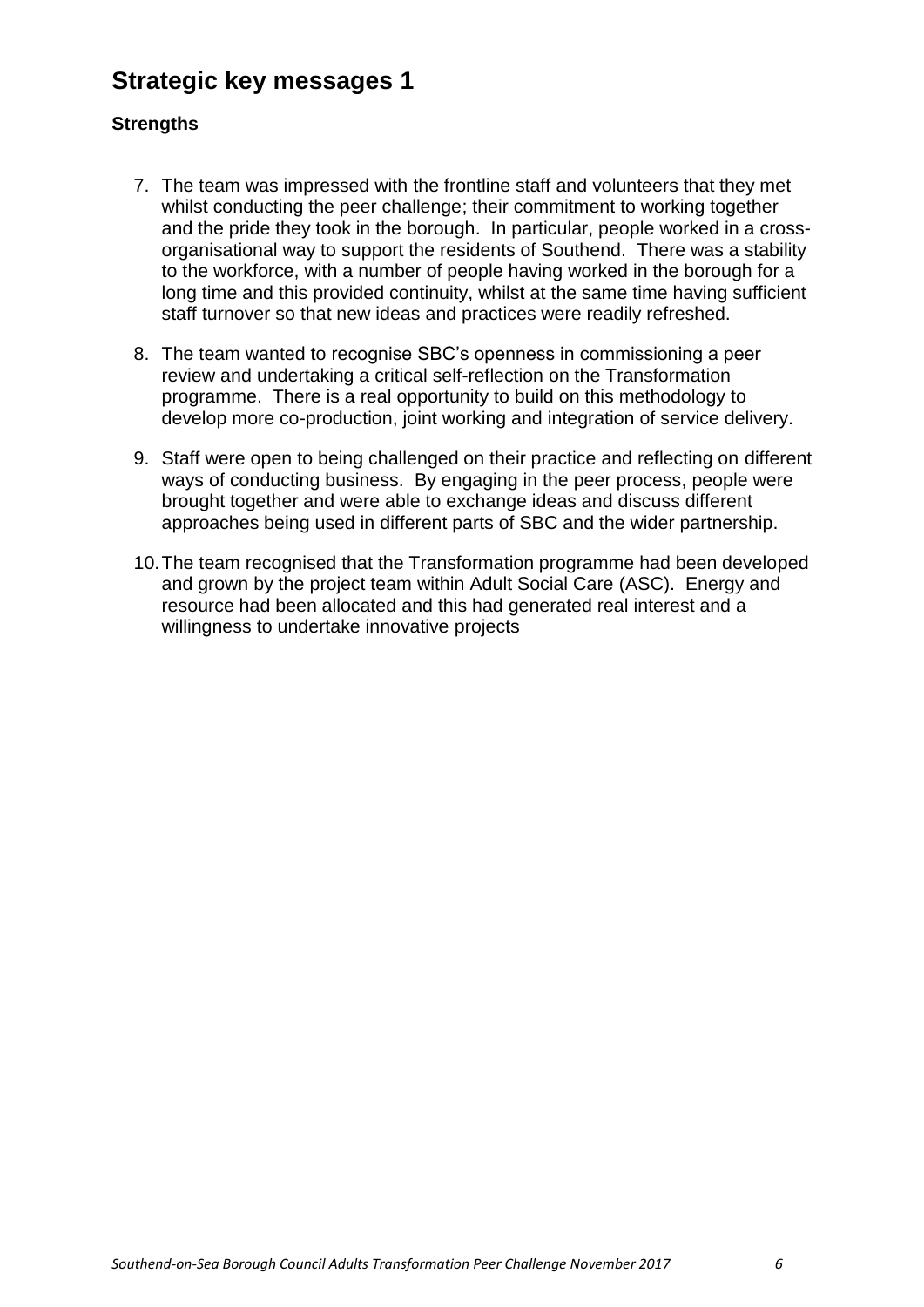## Strategic key messages 1

**Strengths**

7. The team was impressed with the frontline staff and volunteers that they met whilst conducting the peer challenge; their commitment to working together and the pride they took in the borough. In particular, people worked in a cross-organisational way to support the residents of Southend. There was a stability to the workforce, with a number of people having worked in the borough for a long time and this provided continuity, whilst at the same time having sufficient staff turnover so that new ideas and practices were readily refreshed.

8. The team wanted to recognise SBC's openness in commissioning a peer review and undertaking a critical self-reflection on the Transformation programme. There is a real opportunity to build on this methodology to develop more co-production, joint working and integration of service delivery.

9. Staff were open to being challenged on their practice and reflecting on different ways of conducting business. By engaging in the peer process, people were brought together and were able to exchange ideas and discuss different approaches being used in different parts of SBC and the wider partnership.

10. The team recognised that the Transformation programme had been developed and grown by the project team within Adult Social Care (ASC). Energy and resource had been allocated and this had generated real interest and a willingness to undertake innovative projects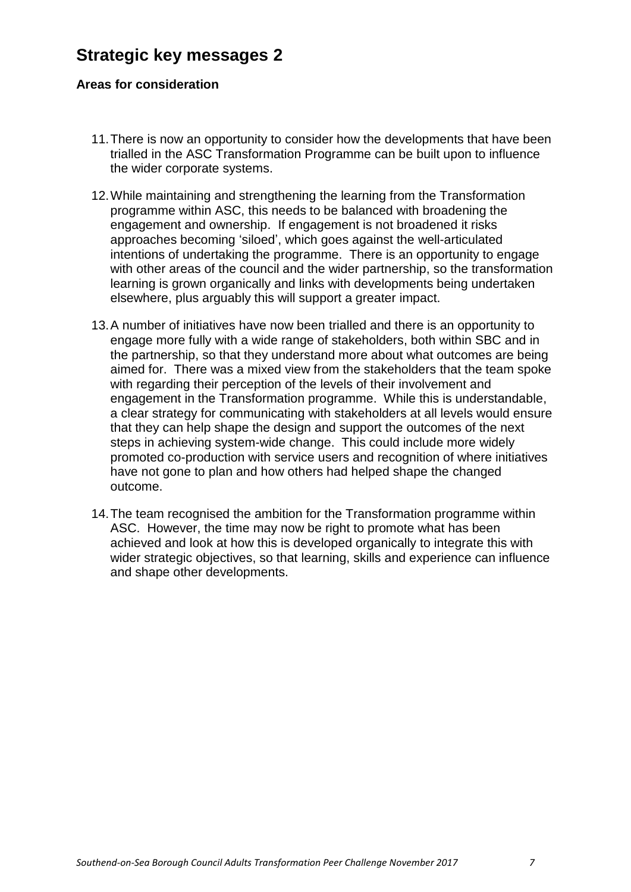## Strategic key messages 2

**Areas for consideration**

11. There is now an opportunity to consider how the developments that have been trialled in the ASC Transformation Programme can be built upon to influence the wider corporate systems.

12. While maintaining and strengthening the learning from the Transformation programme within ASC, this needs to be balanced with broadening the engagement and ownership. If engagement is not broadened it risks approaches becoming 'siloed', which goes against the well-articulated intentions of undertaking the programme. There is an opportunity to engage with other areas of the council and the wider partnership, so the transformation learning is grown organically and links with developments being undertaken elsewhere, plus arguably this will support a greater impact.

13. A number of initiatives have now been trialled and there is an opportunity to engage more fully with a wide range of stakeholders, both within SBC and in the partnership, so that they understand more about what outcomes are being aimed for. There was a mixed view from the stakeholders that the team spoke with regarding their perception of the levels of their involvement and engagement in the Transformation programme. While this is understandable, a clear strategy for communicating with stakeholders at all levels would ensure that they can help shape the design and support the outcomes of the next steps in achieving system-wide change. This could include more widely promoted co-production with service users and recognition of where initiatives have not gone to plan and how others had helped shape the changed outcome.

14. The team recognised the ambition for the Transformation programme within ASC. However, the time may now be right to promote what has been achieved and look at how this is developed organically to integrate this with wider strategic objectives, so that learning, skills and experience can influence and shape other developments.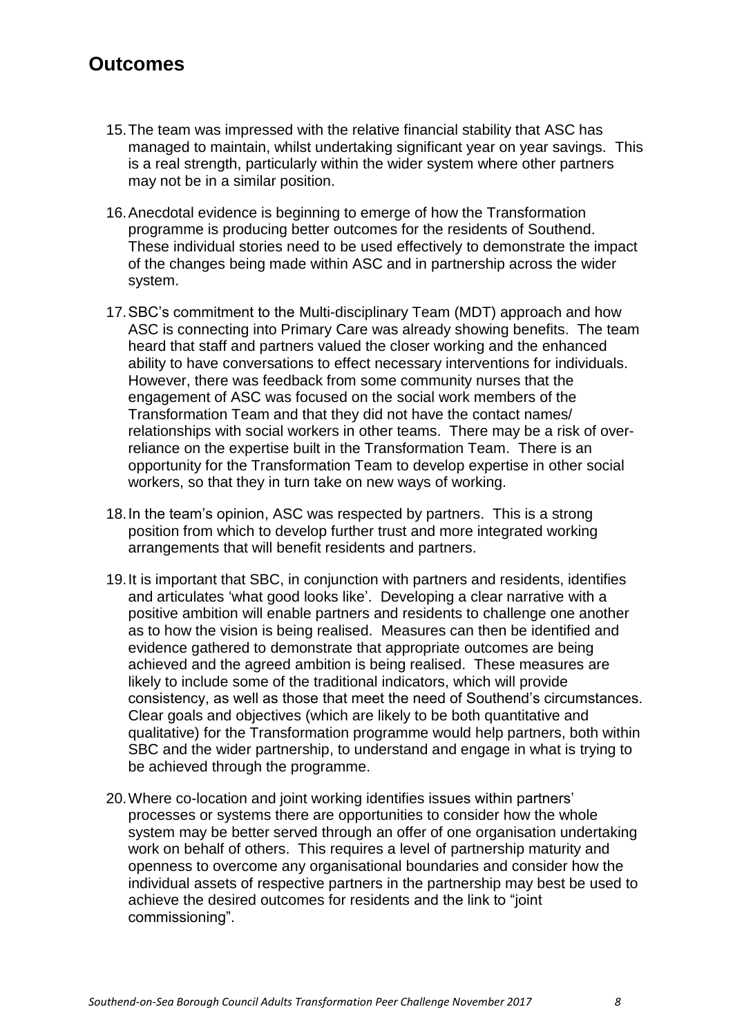## Outcomes

15. The team was impressed with the relative financial stability that ASC has managed to maintain, whilst undertaking significant year on year savings. This is a real strength, particularly within the wider system where other partners may not be in a similar position.

16. Anecdotal evidence is beginning to emerge of how the Transformation programme is producing better outcomes for the residents of Southend. These individual stories need to be used effectively to demonstrate the impact of the changes being made within ASC and in partnership across the wider system.

17. SBC's commitment to the Multi-disciplinary Team (MDT) approach and how ASC is connecting into Primary Care was already showing benefits. The team heard that staff and partners valued the closer working and the enhanced ability to have conversations to effect necessary interventions for individuals. However, there was feedback from some community nurses that the engagement of ASC was focused on the social work members of the Transformation Team and that they did not have the contact names/ relationships with social workers in other teams. There may be a risk of over-reliance on the expertise built in the Transformation Team. There is an opportunity for the Transformation Team to develop expertise in other social workers, so that they in turn take on new ways of working.

18. In the team's opinion, ASC was respected by partners. This is a strong position from which to develop further trust and more integrated working arrangements that will benefit residents and partners.

19. It is important that SBC, in conjunction with partners and residents, identifies and articulates 'what good looks like'. Developing a clear narrative with a positive ambition will enable partners and residents to challenge one another as to how the vision is being realised. Measures can then be identified and evidence gathered to demonstrate that appropriate outcomes are being achieved and the agreed ambition is being realised. These measures are likely to include some of the traditional indicators, which will provide consistency, as well as those that meet the need of Southend's circumstances. Clear goals and objectives (which are likely to be both quantitative and qualitative) for the Transformation programme would help partners, both within SBC and the wider partnership, to understand and engage in what is trying to be achieved through the programme.

20. Where co-location and joint working identifies issues within partners' processes or systems there are opportunities to consider how the whole system may be better served through an offer of one organisation undertaking work on behalf of others. This requires a level of partnership maturity and openness to overcome any organisational boundaries and consider how the individual assets of respective partners in the partnership may best be used to achieve the desired outcomes for residents and the link to "joint commissioning".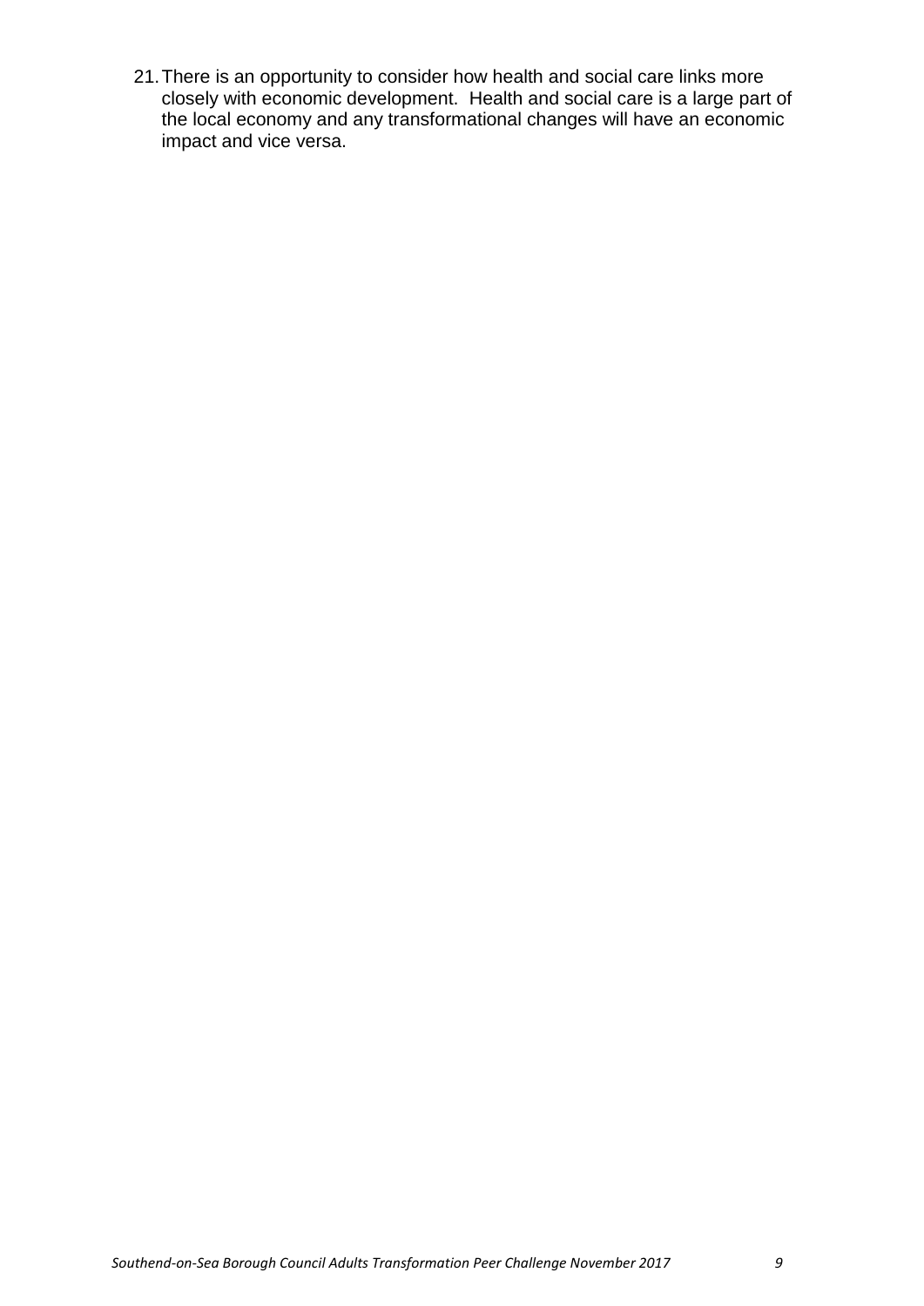21. There is an opportunity to consider how health and social care links more closely with economic development. Health and social care is a large part of the local economy and any transformational changes will have an economic impact and vice versa.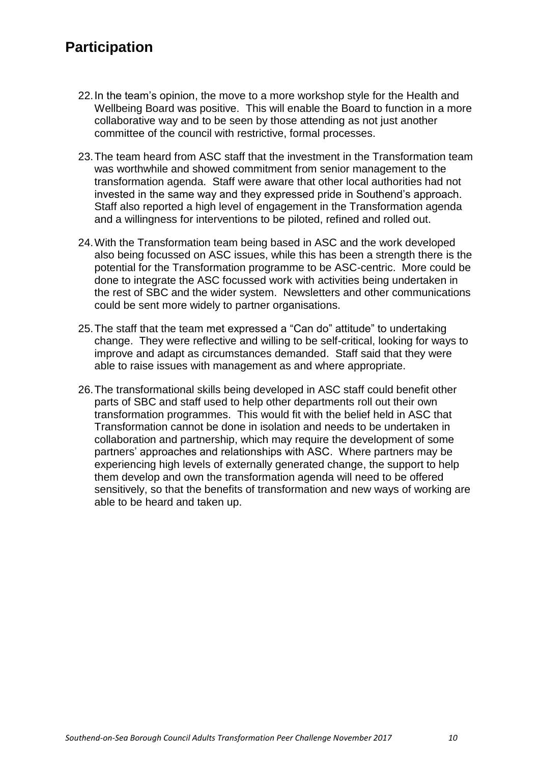## Participation

22. In the team's opinion, the move to a more workshop style for the Health and Wellbeing Board was positive. This will enable the Board to function in a more collaborative way and to be seen by those attending as not just another committee of the council with restrictive, formal processes.

23. The team heard from ASC staff that the investment in the Transformation team was worthwhile and showed commitment from senior management to the transformation agenda. Staff were aware that other local authorities had not invested in the same way and they expressed pride in Southend's approach. Staff also reported a high level of engagement in the Transformation agenda and a willingness for interventions to be piloted, refined and rolled out.

24. With the Transformation team being based in ASC and the work developed also being focussed on ASC issues, while this has been a strength there is the potential for the Transformation programme to be ASC-centric. More could be done to integrate the ASC focussed work with activities being undertaken in the rest of SBC and the wider system. Newsletters and other communications could be sent more widely to partner organisations.

25. The staff that the team met expressed a "Can do" attitude" to undertaking change. They were reflective and willing to be self-critical, looking for ways to improve and adapt as circumstances demanded. Staff said that they were able to raise issues with management as and where appropriate.

26. The transformational skills being developed in ASC staff could benefit other parts of SBC and staff used to help other departments roll out their own transformation programmes. This would fit with the belief held in ASC that Transformation cannot be done in isolation and needs to be undertaken in collaboration and partnership, which may require the development of some partners' approaches and relationships with ASC. Where partners may be experiencing high levels of externally generated change, the support to help them develop and own the transformation agenda will need to be offered sensitively, so that the benefits of transformation and new ways of working are able to be heard and taken up.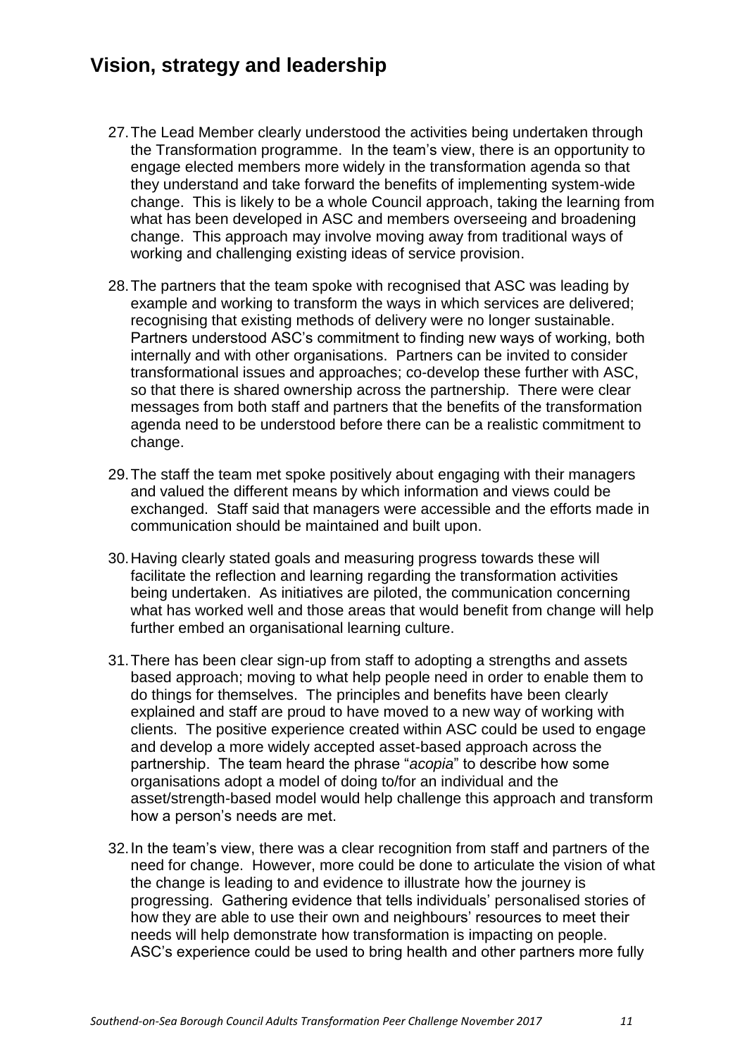## Vision, strategy and leadership

27. The Lead Member clearly understood the activities being undertaken through the Transformation programme. In the team's view, there is an opportunity to engage elected members more widely in the transformation agenda so that they understand and take forward the benefits of implementing system-wide change. This is likely to be a whole Council approach, taking the learning from what has been developed in ASC and members overseeing and broadening change. This approach may involve moving away from traditional ways of working and challenging existing ideas of service provision.

28. The partners that the team spoke with recognised that ASC was leading by example and working to transform the ways in which services are delivered; recognising that existing methods of delivery were no longer sustainable. Partners understood ASC's commitment to finding new ways of working, both internally and with other organisations. Partners can be invited to consider transformational issues and approaches; co-develop these further with ASC, so that there is shared ownership across the partnership. There were clear messages from both staff and partners that the benefits of the transformation agenda need to be understood before there can be a realistic commitment to change.

29. The staff the team met spoke positively about engaging with their managers and valued the different means by which information and views could be exchanged. Staff said that managers were accessible and the efforts made in communication should be maintained and built upon.

30. Having clearly stated goals and measuring progress towards these will facilitate the reflection and learning regarding the transformation activities being undertaken. As initiatives are piloted, the communication concerning what has worked well and those areas that would benefit from change will help further embed an organisational learning culture.

31. There has been clear sign-up from staff to adopting a strengths and assets based approach; moving to what help people need in order to enable them to do things for themselves. The principles and benefits have been clearly explained and staff are proud to have moved to a new way of working with clients. The positive experience created within ASC could be used to engage and develop a more widely accepted asset-based approach across the partnership. The team heard the phrase "*acopia*" to describe how some organisations adopt a model of doing to/for an individual and the asset/strength-based model would help challenge this approach and transform how a person's needs are met.

32. In the team's view, there was a clear recognition from staff and partners of the need for change. However, more could be done to articulate the vision of what the change is leading to and evidence to illustrate how the journey is progressing. Gathering evidence that tells individuals' personalised stories of how they are able to use their own and neighbours' resources to meet their needs will help demonstrate how transformation is impacting on people. ASC's experience could be used to bring health and other partners more fully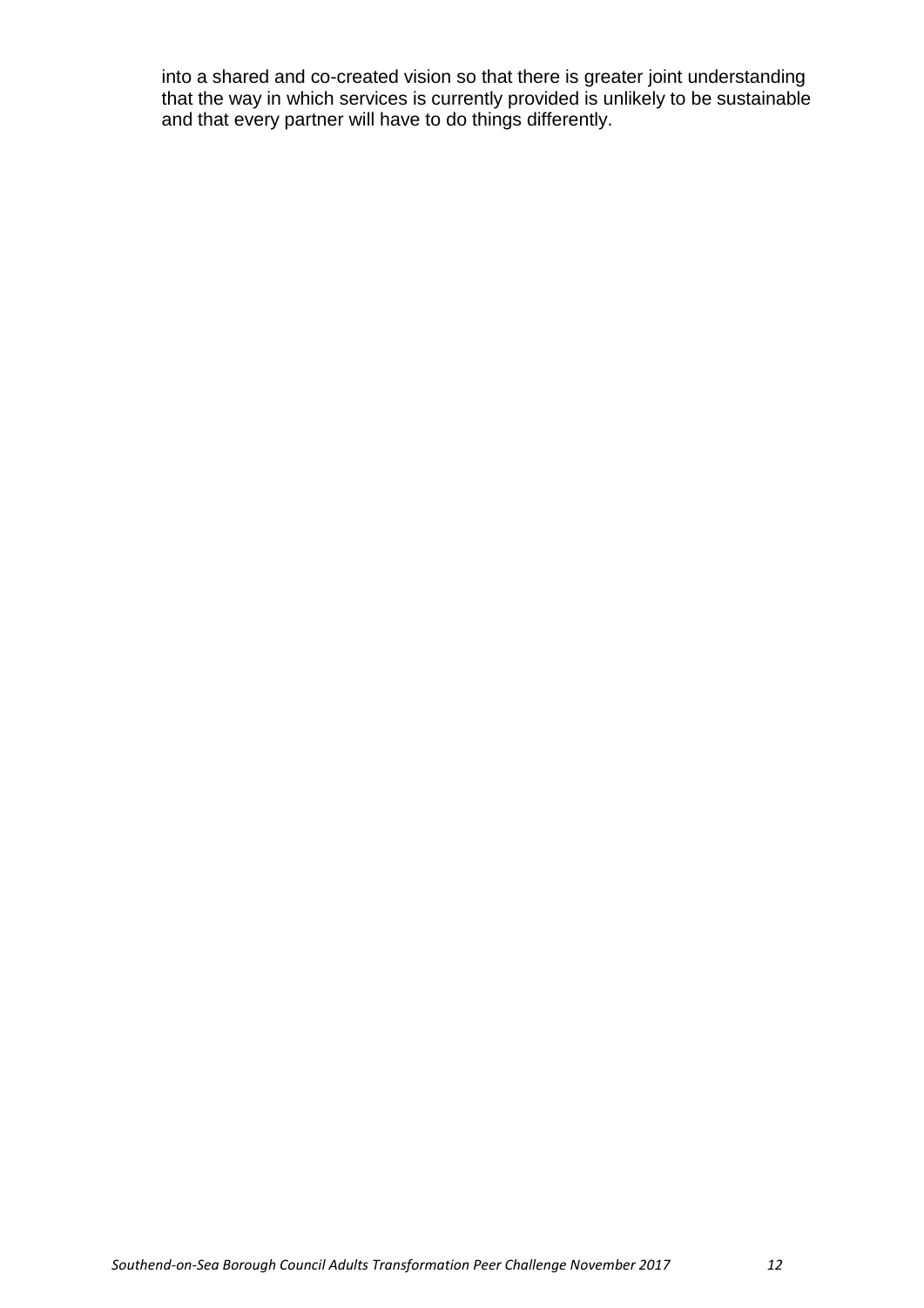into a shared and co-created vision so that there is greater joint understanding that the way in which services is currently provided is unlikely to be sustainable and that every partner will have to do things differently.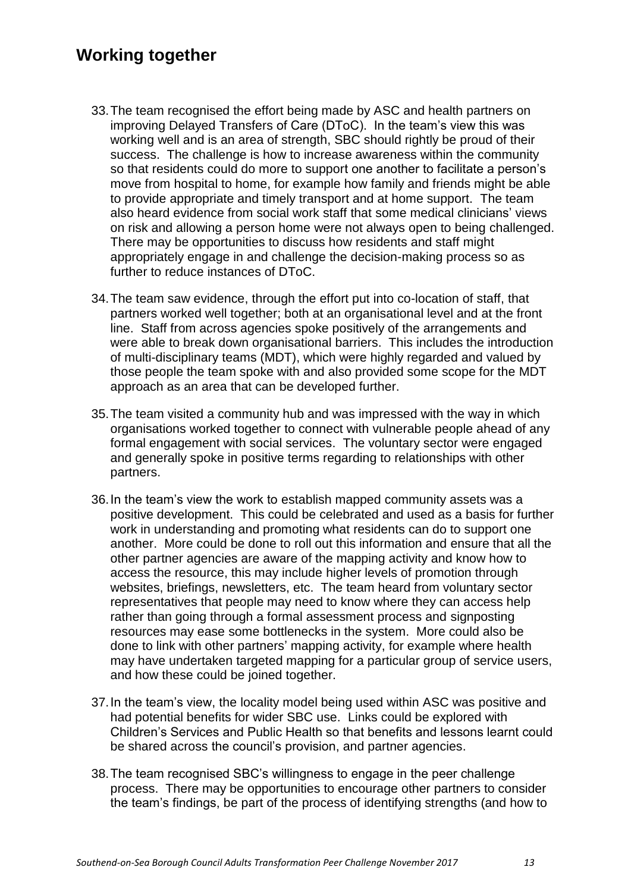## Working together

33. The team recognised the effort being made by ASC and health partners on improving Delayed Transfers of Care (DToC). In the team's view this was working well and is an area of strength, SBC should rightly be proud of their success. The challenge is how to increase awareness within the community so that residents could do more to support one another to facilitate a person's move from hospital to home, for example how family and friends might be able to provide appropriate and timely transport and at home support. The team also heard evidence from social work staff that some medical clinicians' views on risk and allowing a person home were not always open to being challenged. There may be opportunities to discuss how residents and staff might appropriately engage in and challenge the decision-making process so as further to reduce instances of DToC.

34. The team saw evidence, through the effort put into co-location of staff, that partners worked well together; both at an organisational level and at the front line. Staff from across agencies spoke positively of the arrangements and were able to break down organisational barriers. This includes the introduction of multi-disciplinary teams (MDT), which were highly regarded and valued by those people the team spoke with and also provided some scope for the MDT approach as an area that can be developed further.

35. The team visited a community hub and was impressed with the way in which organisations worked together to connect with vulnerable people ahead of any formal engagement with social services. The voluntary sector were engaged and generally spoke in positive terms regarding to relationships with other partners.

36. In the team's view the work to establish mapped community assets was a positive development. This could be celebrated and used as a basis for further work in understanding and promoting what residents can do to support one another. More could be done to roll out this information and ensure that all the other partner agencies are aware of the mapping activity and know how to access the resource, this may include higher levels of promotion through websites, briefings, newsletters, etc. The team heard from voluntary sector representatives that people may need to know where they can access help rather than going through a formal assessment process and signposting resources may ease some bottlenecks in the system. More could also be done to link with other partners' mapping activity, for example where health may have undertaken targeted mapping for a particular group of service users, and how these could be joined together.

37. In the team's view, the locality model being used within ASC was positive and had potential benefits for wider SBC use. Links could be explored with Children's Services and Public Health so that benefits and lessons learnt could be shared across the council's provision, and partner agencies.

38. The team recognised SBC's willingness to engage in the peer challenge process. There may be opportunities to encourage other partners to consider the team's findings, be part of the process of identifying strengths (and how to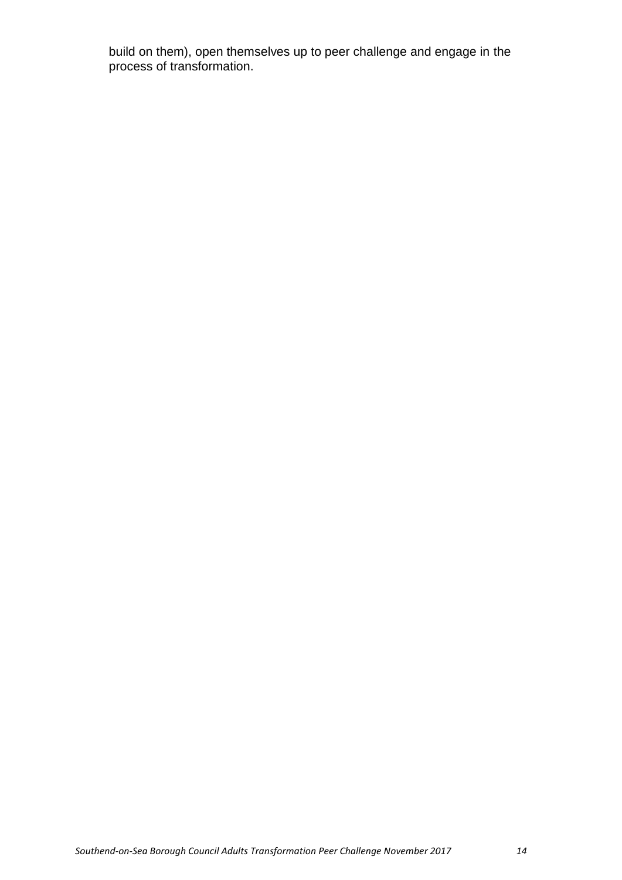build on them), open themselves up to peer challenge and engage in the process of transformation.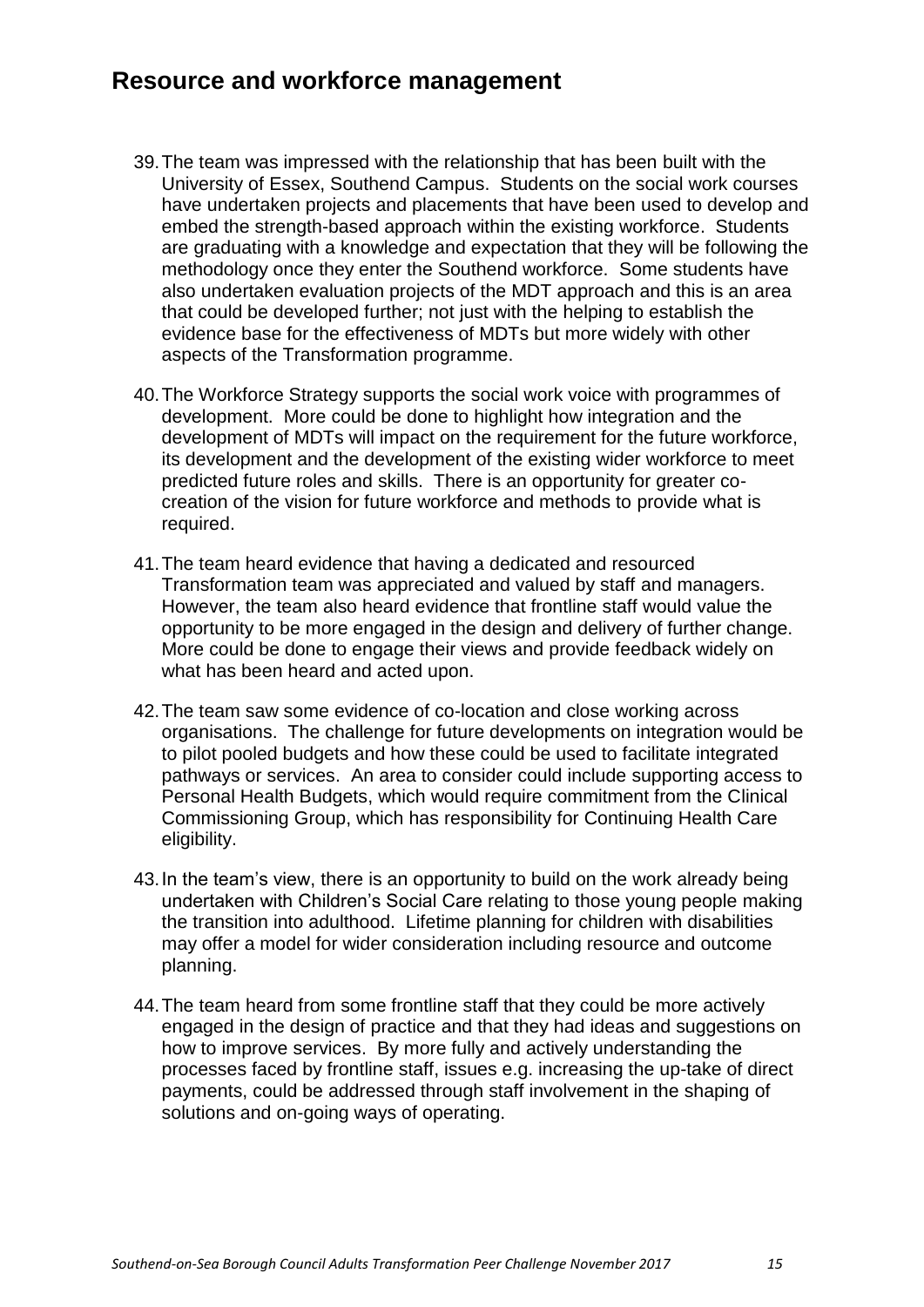## Resource and workforce management

39. The team was impressed with the relationship that has been built with the University of Essex, Southend Campus. Students on the social work courses have undertaken projects and placements that have been used to develop and embed the strength-based approach within the existing workforce. Students are graduating with a knowledge and expectation that they will be following the methodology once they enter the Southend workforce. Some students have also undertaken evaluation projects of the MDT approach and this is an area that could be developed further; not just with the helping to establish the evidence base for the effectiveness of MDTs but more widely with other aspects of the Transformation programme.

40. The Workforce Strategy supports the social work voice with programmes of development. More could be done to highlight how integration and the development of MDTs will impact on the requirement for the future workforce, its development and the development of the existing wider workforce to meet predicted future roles and skills. There is an opportunity for greater co-creation of the vision for future workforce and methods to provide what is required.

41. The team heard evidence that having a dedicated and resourced Transformation team was appreciated and valued by staff and managers. However, the team also heard evidence that frontline staff would value the opportunity to be more engaged in the design and delivery of further change. More could be done to engage their views and provide feedback widely on what has been heard and acted upon.

42. The team saw some evidence of co-location and close working across organisations. The challenge for future developments on integration would be to pilot pooled budgets and how these could be used to facilitate integrated pathways or services. An area to consider could include supporting access to Personal Health Budgets, which would require commitment from the Clinical Commissioning Group, which has responsibility for Continuing Health Care eligibility.

43. In the team's view, there is an opportunity to build on the work already being undertaken with Children's Social Care relating to those young people making the transition into adulthood. Lifetime planning for children with disabilities may offer a model for wider consideration including resource and outcome planning.

44. The team heard from some frontline staff that they could be more actively engaged in the design of practice and that they had ideas and suggestions on how to improve services. By more fully and actively understanding the processes faced by frontline staff, issues e.g. increasing the up-take of direct payments, could be addressed through staff involvement in the shaping of solutions and on-going ways of operating.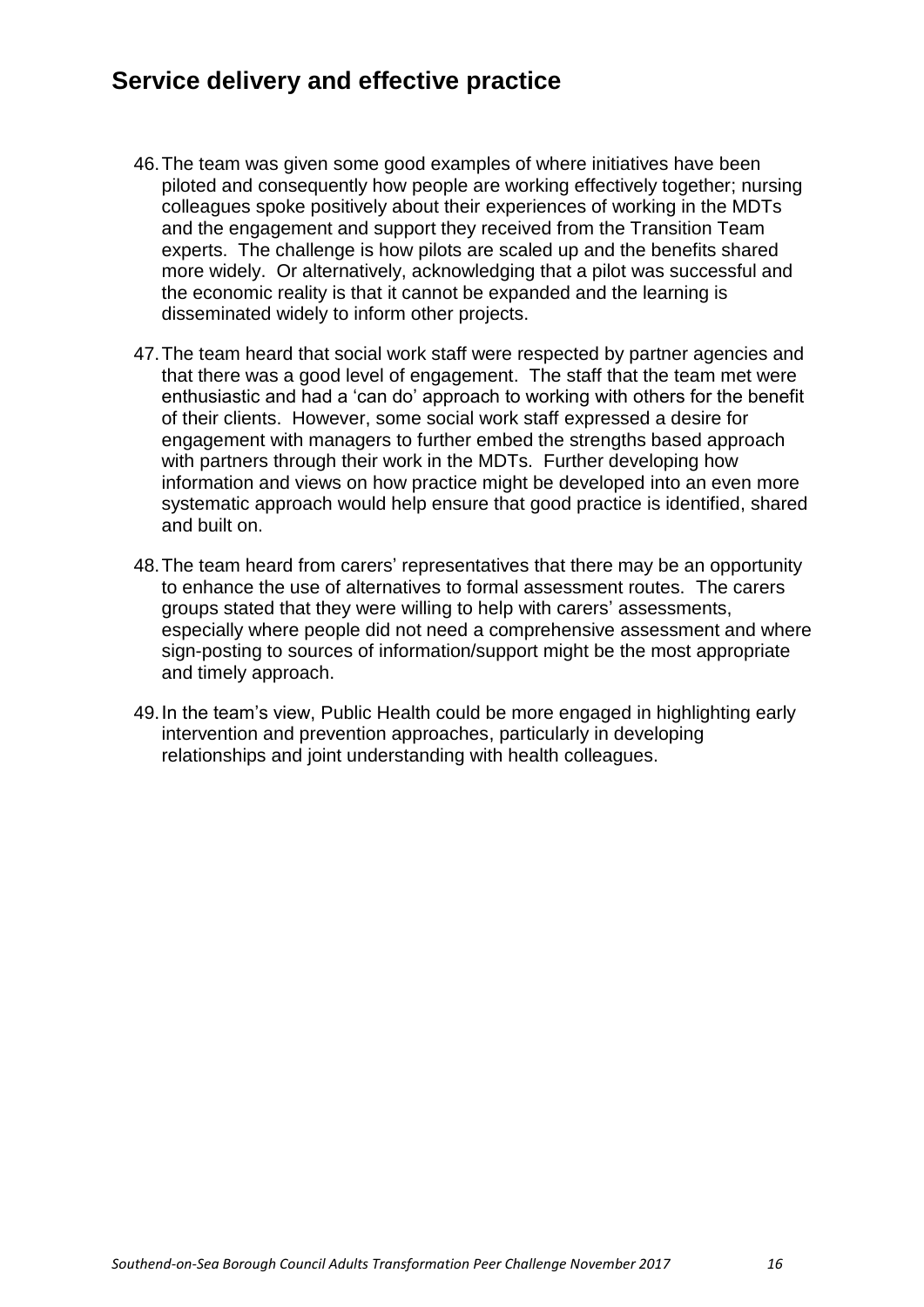## Service delivery and effective practice

46. The team was given some good examples of where initiatives have been piloted and consequently how people are working effectively together; nursing colleagues spoke positively about their experiences of working in the MDTs and the engagement and support they received from the Transition Team experts. The challenge is how pilots are scaled up and the benefits shared more widely. Or alternatively, acknowledging that a pilot was successful and the economic reality is that it cannot be expanded and the learning is disseminated widely to inform other projects.

47. The team heard that social work staff were respected by partner agencies and that there was a good level of engagement. The staff that the team met were enthusiastic and had a 'can do' approach to working with others for the benefit of their clients. However, some social work staff expressed a desire for engagement with managers to further embed the strengths based approach with partners through their work in the MDTs. Further developing how information and views on how practice might be developed into an even more systematic approach would help ensure that good practice is identified, shared and built on.

48. The team heard from carers' representatives that there may be an opportunity to enhance the use of alternatives to formal assessment routes. The carers groups stated that they were willing to help with carers' assessments, especially where people did not need a comprehensive assessment and where sign-posting to sources of information/support might be the most appropriate and timely approach.

49. In the team's view, Public Health could be more engaged in highlighting early intervention and prevention approaches, particularly in developing relationships and joint understanding with health colleagues.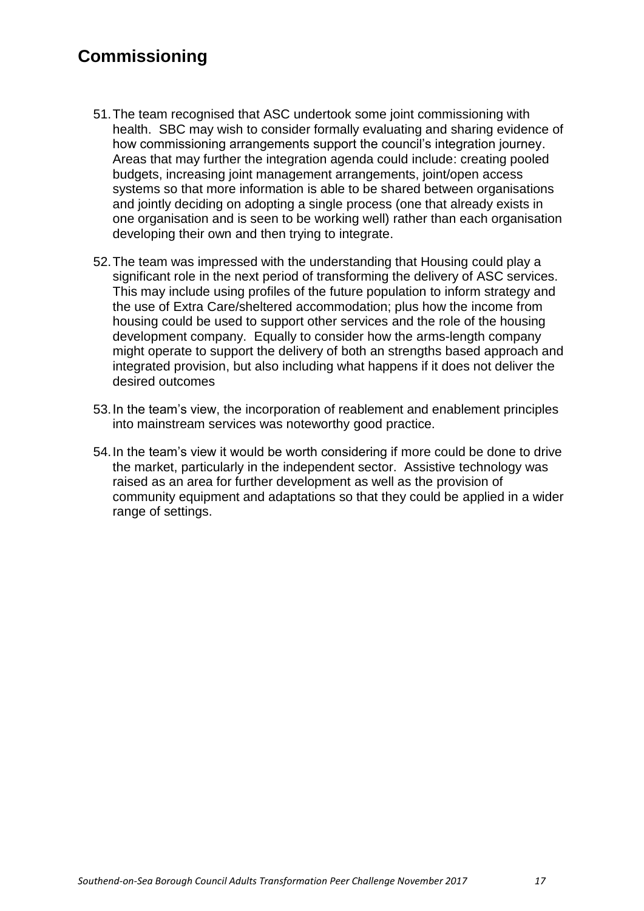## Commissioning

51. The team recognised that ASC undertook some joint commissioning with health. SBC may wish to consider formally evaluating and sharing evidence of how commissioning arrangements support the council's integration journey. Areas that may further the integration agenda could include: creating pooled budgets, increasing joint management arrangements, joint/open access systems so that more information is able to be shared between organisations and jointly deciding on adopting a single process (one that already exists in one organisation and is seen to be working well) rather than each organisation developing their own and then trying to integrate.

52. The team was impressed with the understanding that Housing could play a significant role in the next period of transforming the delivery of ASC services. This may include using profiles of the future population to inform strategy and the use of Extra Care/sheltered accommodation; plus how the income from housing could be used to support other services and the role of the housing development company. Equally to consider how the arms-length company might operate to support the delivery of both an strengths based approach and integrated provision, but also including what happens if it does not deliver the desired outcomes

53. In the team's view, the incorporation of reablement and enablement principles into mainstream services was noteworthy good practice.

54. In the team's view it would be worth considering if more could be done to drive the market, particularly in the independent sector. Assistive technology was raised as an area for further development as well as the provision of community equipment and adaptations so that they could be applied in a wider range of settings.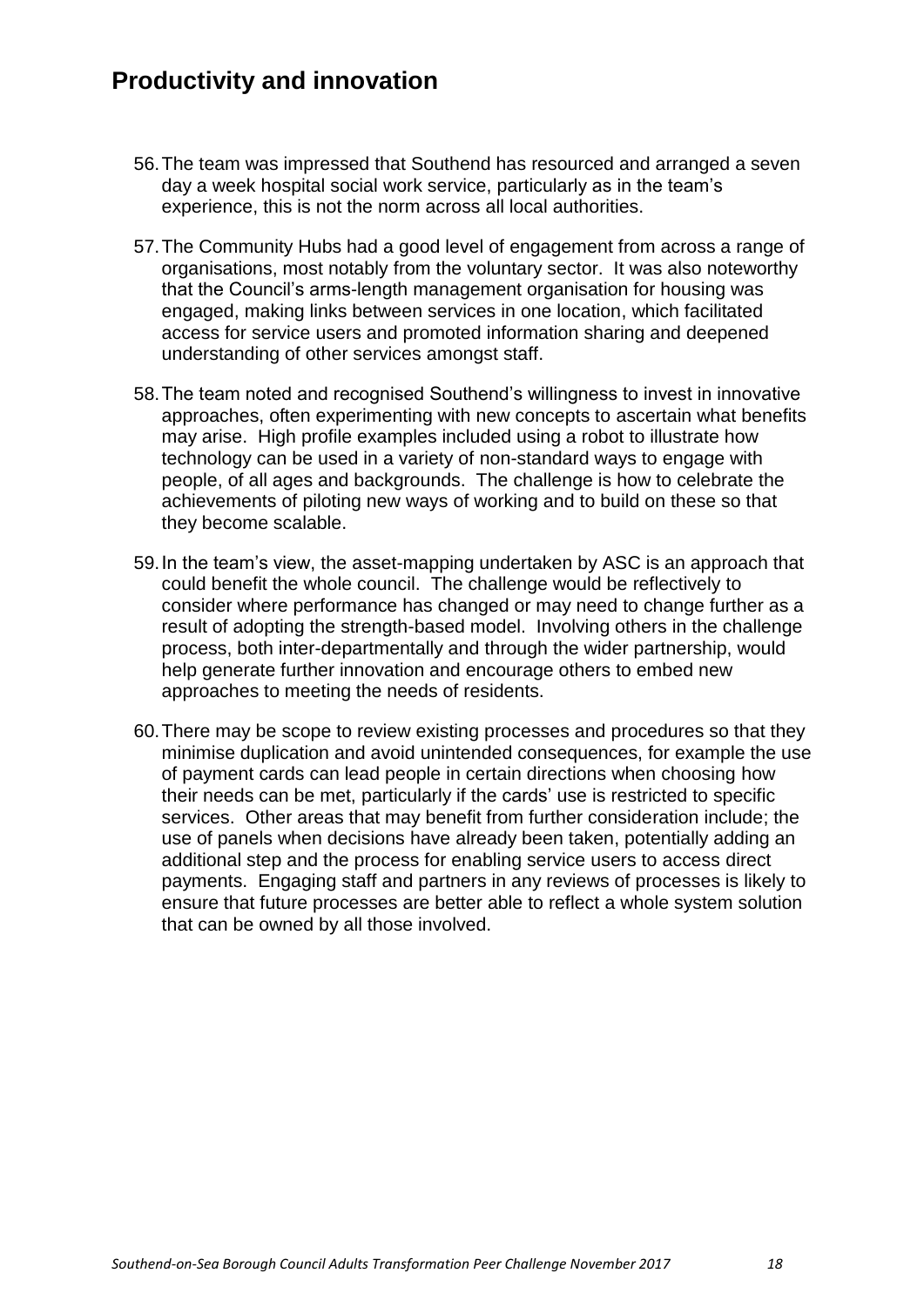## Productivity and innovation

56. The team was impressed that Southend has resourced and arranged a seven day a week hospital social work service, particularly as in the team's experience, this is not the norm across all local authorities.

57. The Community Hubs had a good level of engagement from across a range of organisations, most notably from the voluntary sector. It was also noteworthy that the Council's arms-length management organisation for housing was engaged, making links between services in one location, which facilitated access for service users and promoted information sharing and deepened understanding of other services amongst staff.

58. The team noted and recognised Southend's willingness to invest in innovative approaches, often experimenting with new concepts to ascertain what benefits may arise. High profile examples included using a robot to illustrate how technology can be used in a variety of non-standard ways to engage with people, of all ages and backgrounds. The challenge is how to celebrate the achievements of piloting new ways of working and to build on these so that they become scalable.

59. In the team's view, the asset-mapping undertaken by ASC is an approach that could benefit the whole council. The challenge would be reflectively to consider where performance has changed or may need to change further as a result of adopting the strength-based model. Involving others in the challenge process, both inter-departmentally and through the wider partnership, would help generate further innovation and encourage others to embed new approaches to meeting the needs of residents.

60. There may be scope to review existing processes and procedures so that they minimise duplication and avoid unintended consequences, for example the use of payment cards can lead people in certain directions when choosing how their needs can be met, particularly if the cards' use is restricted to specific services. Other areas that may benefit from further consideration include; the use of panels when decisions have already been taken, potentially adding an additional step and the process for enabling service users to access direct payments. Engaging staff and partners in any reviews of processes is likely to ensure that future processes are better able to reflect a whole system solution that can be owned by all those involved.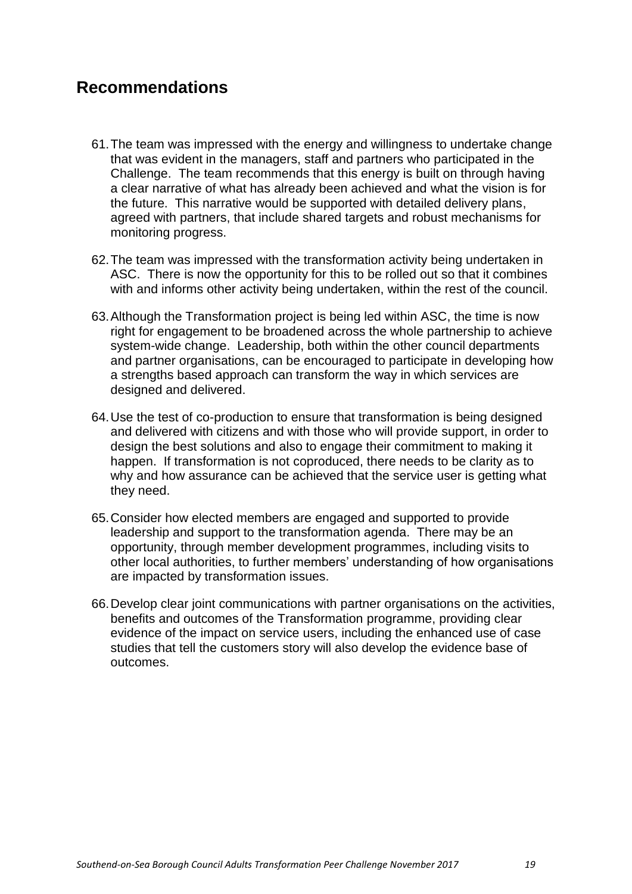## Recommendations

61. The team was impressed with the energy and willingness to undertake change that was evident in the managers, staff and partners who participated in the Challenge. The team recommends that this energy is built on through having a clear narrative of what has already been achieved and what the vision is for the future. This narrative would be supported with detailed delivery plans, agreed with partners, that include shared targets and robust mechanisms for monitoring progress.

62. The team was impressed with the transformation activity being undertaken in ASC. There is now the opportunity for this to be rolled out so that it combines with and informs other activity being undertaken, within the rest of the council.

63. Although the Transformation project is being led within ASC, the time is now right for engagement to be broadened across the whole partnership to achieve system-wide change. Leadership, both within the other council departments and partner organisations, can be encouraged to participate in developing how a strengths based approach can transform the way in which services are designed and delivered.

64. Use the test of co-production to ensure that transformation is being designed and delivered with citizens and with those who will provide support, in order to design the best solutions and also to engage their commitment to making it happen. If transformation is not coproduced, there needs to be clarity as to why and how assurance can be achieved that the service user is getting what they need.

65. Consider how elected members are engaged and supported to provide leadership and support to the transformation agenda. There may be an opportunity, through member development programmes, including visits to other local authorities, to further members' understanding of how organisations are impacted by transformation issues.

66. Develop clear joint communications with partner organisations on the activities, benefits and outcomes of the Transformation programme, providing clear evidence of the impact on service users, including the enhanced use of case studies that tell the customers story will also develop the evidence base of outcomes.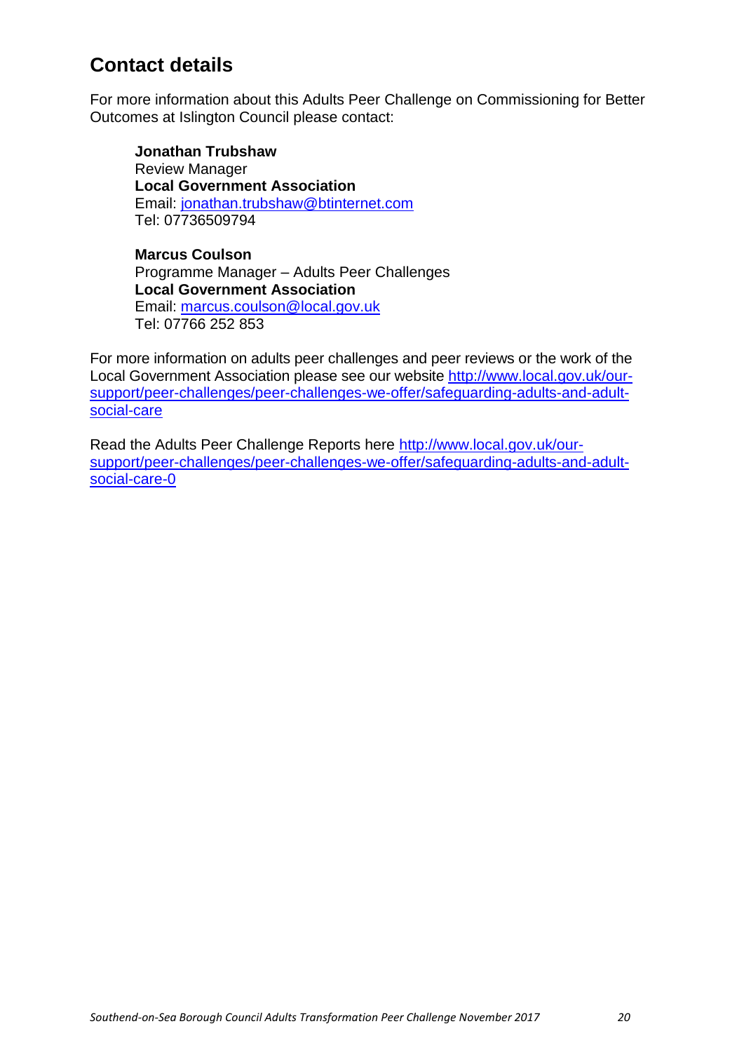## Contact details

For more information about this Adults Peer Challenge on Commissioning for Better Outcomes at Islington Council please contact:

**Jonathan Trubshaw**
Review Manager
**Local Government Association**
Email: jonathan.trubshaw@btinternet.com
Tel: 07736509794

**Marcus Coulson**
Programme Manager – Adults Peer Challenges
**Local Government Association**
Email: marcus.coulson@local.gov.uk
Tel: 07766 252 853

For more information on adults peer challenges and peer reviews or the work of the Local Government Association please see our website http://www.local.gov.uk/our-support/peer-challenges/peer-challenges-we-offer/safeguarding-adults-and-adult-social-care

Read the Adults Peer Challenge Reports here http://www.local.gov.uk/our-support/peer-challenges/peer-challenges-we-offer/safeguarding-adults-and-adult-social-care-0